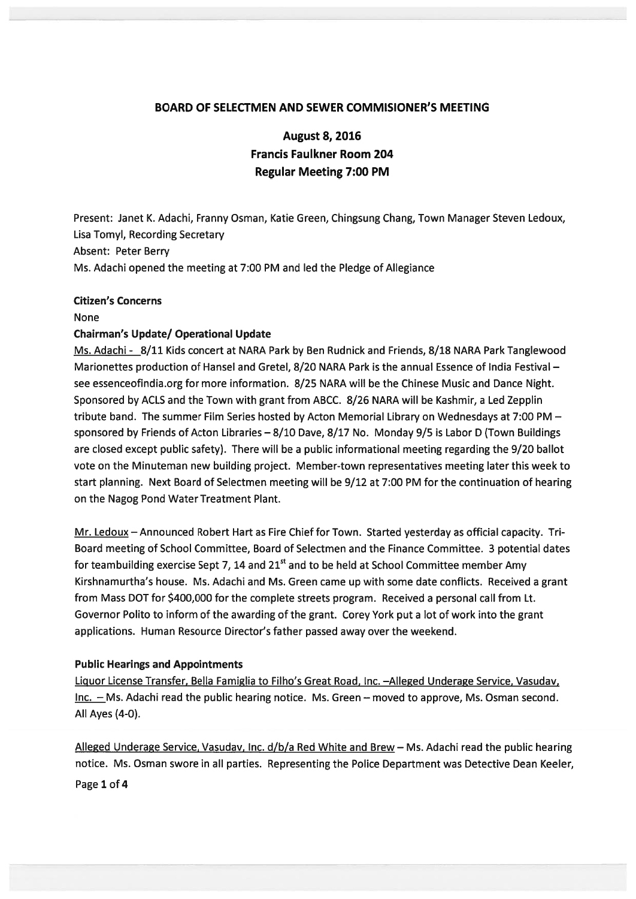## BOARD OF SELECTMEN AND SEWER COMMISIONER'S MEETING

### August 8, 2016
### Francis Faulkner Room 204
### Regular Meeting 7:00 PM

Present: Janet K. Adachi, Franny Osman, Katie Green, Chingsung Chang, Town Manager Steven Ledoux, Lisa Tomyl, Recording Secretary

Absent: Peter Berry

Ms. Adachi opened the meeting at 7:00 PM and led the Pledge of Allegiance

**Citizen's Concerns**

None

**Chairman's Update/ Operational Update**

Ms. Adachi - 8/11 Kids concert at NARA Park by Ben Rudnick and Friends, 8/18 NARA Park Tanglewood Marionettes production of Hansel and Gretel, 8/20 NARA Park is the annual Essence of India Festival – see essenceofindia.org for more information. 8/25 NARA will be the Chinese Music and Dance Night. Sponsored by ACLS and the Town with grant from ABCC. 8/26 NARA will be Kashmir, a Led Zepplin tribute band. The summer Film Series hosted by Acton Memorial Library on Wednesdays at 7:00 PM – sponsored by Friends of Acton Libraries – 8/10 Dave, 8/17 No. Monday 9/5 is Labor D (Town Buildings are closed except public safety). There will be a public informational meeting regarding the 9/20 ballot vote on the Minuteman new building project. Member-town representatives meeting later this week to start planning. Next Board of Selectmen meeting will be 9/12 at 7:00 PM for the continuation of hearing on the Nagog Pond Water Treatment Plant.

Mr. Ledoux – Announced Robert Hart as Fire Chief for Town. Started yesterday as official capacity. Tri-Board meeting of School Committee, Board of Selectmen and the Finance Committee. 3 potential dates for teambuilding exercise Sept 7, 14 and 21st and to be held at School Committee member Amy Kirshnamurtha's house. Ms. Adachi and Ms. Green came up with some date conflicts. Received a grant from Mass DOT for $400,000 for the complete streets program. Received a personal call from Lt. Governor Polito to inform of the awarding of the grant. Corey York put a lot of work into the grant applications. Human Resource Director's father passed away over the weekend.

**Public Hearings and Appointments**

Liquor License Transfer, Bella Famiglia to Filho's Great Road, Inc. –Alleged Underage Service, Vasudav, Inc. – Ms. Adachi read the public hearing notice. Ms. Green – moved to approve, Ms. Osman second. All Ayes (4-0).

Alleged Underage Service, Vasudav, Inc. d/b/a Red White and Brew – Ms. Adachi read the public hearing notice. Ms. Osman swore in all parties. Representing the Police Department was Detective Dean Keeler,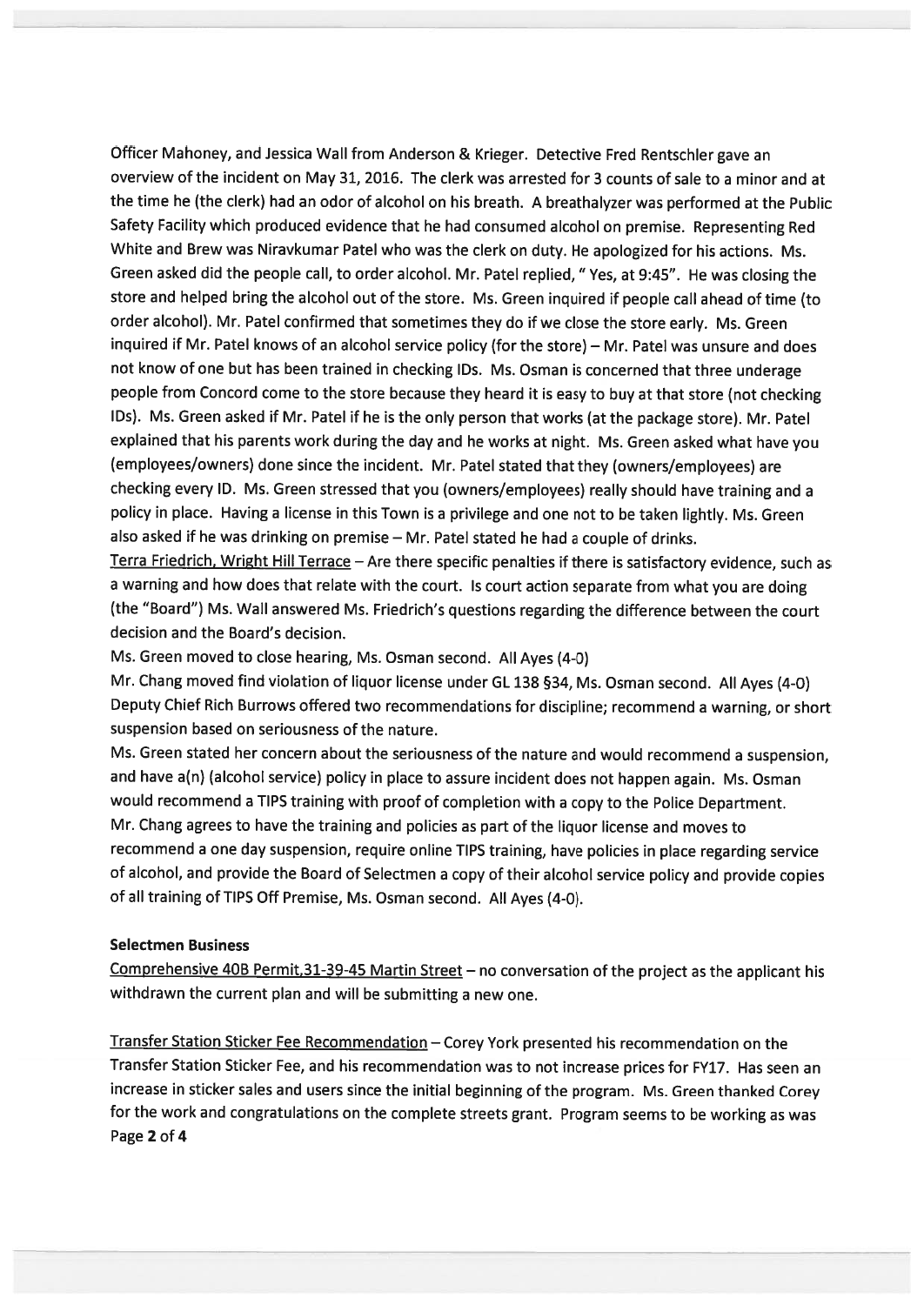Officer Mahoney, and Jessica Wall from Anderson & Krieger. Detective Fred Rentschler gave an overview of the incident on May 31, 2016. The clerk was arrested for 3 counts of sale to a minor and at the time he (the clerk) had an odor of alcohol on his breath. A breathalyzer was performed at the Public Safety Facility which produced evidence that he had consumed alcohol on premise. Representing Red White and Brew was Niravkumar Patel who was the clerk on duty. He apologized for his actions. Ms. Green asked did the people call, to order alcohol. Mr. Patel replied, " Yes, at 9:45". He was closing the store and helped bring the alcohol out of the store. Ms. Green inquired if people call ahead of time (to order alcohol). Mr. Patel confirmed that sometimes they do if we close the store early. Ms. Green inquired if Mr. Patel knows of an alcohol service policy (for the store) – Mr. Patel was unsure and does not know of one but has been trained in checking IDs. Ms. Osman is concerned that three underage people from Concord come to the store because they heard it is easy to buy at that store (not checking IDs). Ms. Green asked if Mr. Patel if he is the only person that works (at the package store). Mr. Patel explained that his parents work during the day and he works at night. Ms. Green asked what have you (employees/owners) done since the incident. Mr. Patel stated that they (owners/employees) are checking every ID. Ms. Green stressed that you (owners/employees) really should have training and a policy in place. Having a license in this Town is a privilege and one not to be taken lightly. Ms. Green also asked if he was drinking on premise – Mr. Patel stated he had a couple of drinks.

Terra Friedrich, Wright Hill Terrace – Are there specific penalties if there is satisfactory evidence, such as a warning and how does that relate with the court. Is court action separate from what you are doing (the "Board") Ms. Wall answered Ms. Friedrich's questions regarding the difference between the court decision and the Board's decision.

Ms. Green moved to close hearing, Ms. Osman second. All Ayes (4-0)

Mr. Chang moved find violation of liquor license under GL 138 §34, Ms. Osman second. All Ayes (4-0)

Deputy Chief Rich Burrows offered two recommendations for discipline; recommend a warning, or short suspension based on seriousness of the nature.

Ms. Green stated her concern about the seriousness of the nature and would recommend a suspension, and have a(n) (alcohol service) policy in place to assure incident does not happen again. Ms. Osman would recommend a TIPS training with proof of completion with a copy to the Police Department.

Mr. Chang agrees to have the training and policies as part of the liquor license and moves to recommend a one day suspension, require online TIPS training, have policies in place regarding service of alcohol, and provide the Board of Selectmen a copy of their alcohol service policy and provide copies of all training of TIPS Off Premise, Ms. Osman second. All Ayes (4-0).

**Selectmen Business**

Comprehensive 40B Permit,31-39-45 Martin Street – no conversation of the project as the applicant his withdrawn the current plan and will be submitting a new one.

Transfer Station Sticker Fee Recommendation – Corey York presented his recommendation on the Transfer Station Sticker Fee, and his recommendation was to not increase prices for FY17. Has seen an increase in sticker sales and users since the initial beginning of the program. Ms. Green thanked Corey for the work and congratulations on the complete streets grant. Program seems to be working as was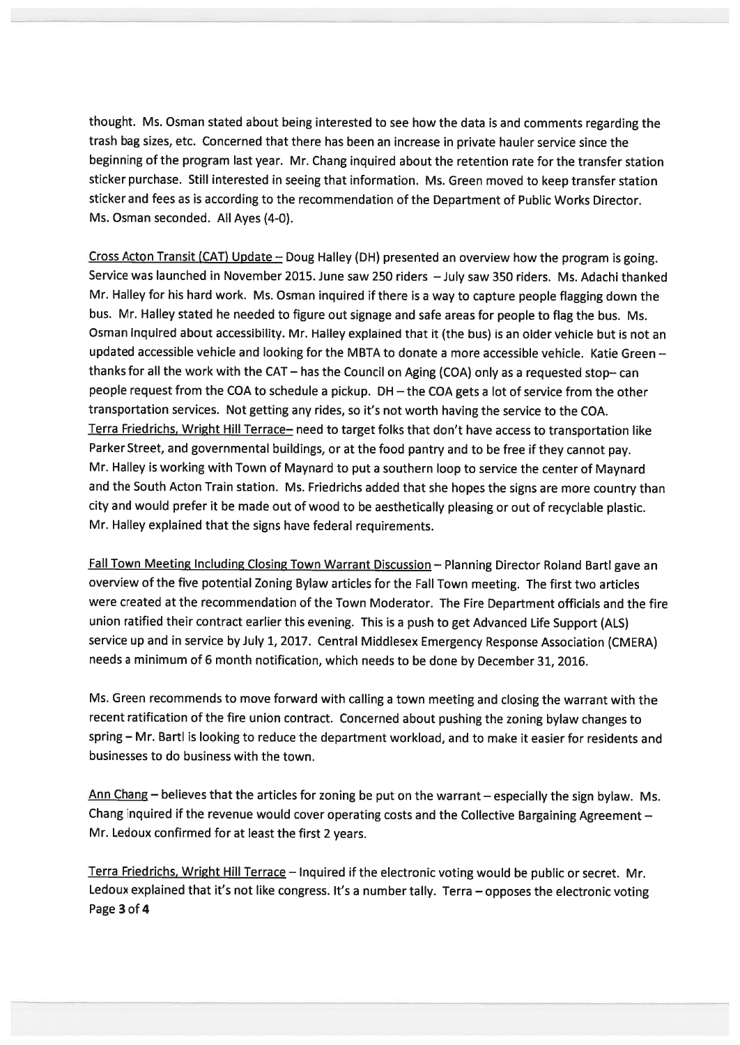thought. Ms. Osman stated about being interested to see how the data is and comments regarding the trash bag sizes, etc. Concerned that there has been an increase in private hauler service since the beginning of the program last year. Mr. Chang inquired about the retention rate for the transfer station sticker purchase. Still interested in seeing that information. Ms. Green moved to keep transfer station sticker and fees as is according to the recommendation of the Department of Public Works Director. Ms. Osman seconded. All Ayes (4-0).

<u>Cross Acton Transit (CAT) Update</u> – Doug Halley (DH) presented an overview how the program is going. Service was launched in November 2015. June saw 250 riders – July saw 350 riders. Ms. Adachi thanked Mr. Halley for his hard work. Ms. Osman inquired if there is a way to capture people flagging down the bus. Mr. Halley stated he needed to figure out signage and safe areas for people to flag the bus. Ms. Osman inquired about accessibility. Mr. Halley explained that it (the bus) is an older vehicle but is not an updated accessible vehicle and looking for the MBTA to donate a more accessible vehicle. Katie Green – thanks for all the work with the CAT – has the Council on Aging (COA) only as a requested stop– can people request from the COA to schedule a pickup. DH – the COA gets a lot of service from the other transportation services. Not getting any rides, so it's not worth having the service to the COA.
<u>Terra Friedrichs, Wright Hill Terrace</u>– need to target folks that don't have access to transportation like Parker Street, and governmental buildings, or at the food pantry and to be free if they cannot pay. Mr. Halley is working with Town of Maynard to put a southern loop to service the center of Maynard and the South Acton Train station. Ms. Friedrichs added that she hopes the signs are more country than city and would prefer it be made out of wood to be aesthetically pleasing or out of recyclable plastic. Mr. Halley explained that the signs have federal requirements.

<u>Fall Town Meeting Including Closing Town Warrant Discussion</u> – Planning Director Roland Bartl gave an overview of the five potential Zoning Bylaw articles for the Fall Town meeting. The first two articles were created at the recommendation of the Town Moderator. The Fire Department officials and the fire union ratified their contract earlier this evening. This is a push to get Advanced Life Support (ALS) service up and in service by July 1, 2017. Central Middlesex Emergency Response Association (CMERA) needs a minimum of 6 month notification, which needs to be done by December 31, 2016.

Ms. Green recommends to move forward with calling a town meeting and closing the warrant with the recent ratification of the fire union contract. Concerned about pushing the zoning bylaw changes to spring – Mr. Bartl is looking to reduce the department workload, and to make it easier for residents and businesses to do business with the town.

<u>Ann Chang</u> – believes that the articles for zoning be put on the warrant – especially the sign bylaw. Ms. Chang inquired if the revenue would cover operating costs and the Collective Bargaining Agreement – Mr. Ledoux confirmed for at least the first 2 years.

<u>Terra Friedrichs, Wright Hill Terrace</u> – Inquired if the electronic voting would be public or secret. Mr. Ledoux explained that it's not like congress. It's a number tally. Terra – opposes the electronic voting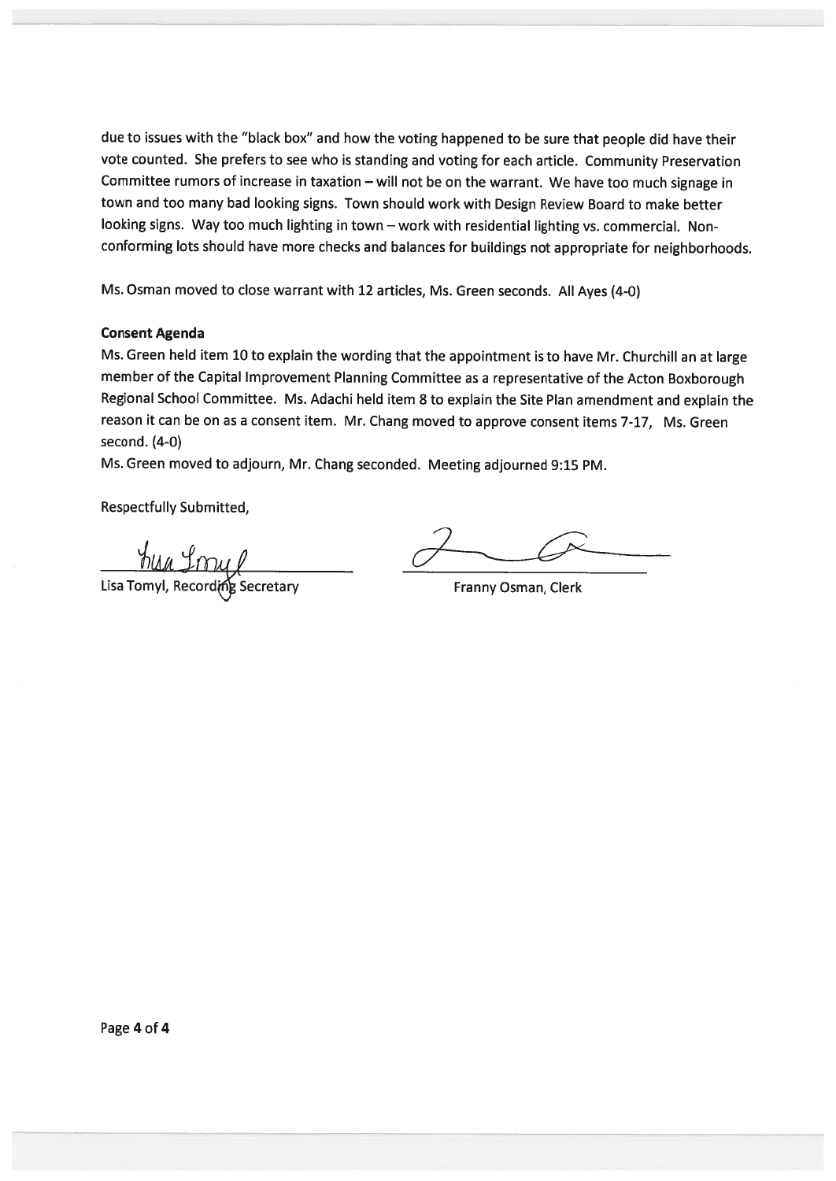due to issues with the "black box" and how the voting happened to be sure that people did have their vote counted. She prefers to see who is standing and voting for each article. Community Preservation Committee rumors of increase in taxation – will not be on the warrant. We have too much signage in town and too many bad looking signs. Town should work with Design Review Board to make better looking signs. Way too much lighting in town – work with residential lighting vs. commercial. Non-conforming lots should have more checks and balances for buildings not appropriate for neighborhoods.

Ms. Osman moved to close warrant with 12 articles, Ms. Green seconds. All Ayes (4-0)

**Consent Agenda**

Ms. Green held item 10 to explain the wording that the appointment is to have Mr. Churchill an at large member of the Capital Improvement Planning Committee as a representative of the Acton Boxborough Regional School Committee. Ms. Adachi held item 8 to explain the Site Plan amendment and explain the reason it can be on as a consent item. Mr. Chang moved to approve consent items 7-17, Ms. Green second. (4-0)

Ms. Green moved to adjourn, Mr. Chang seconded. Meeting adjourned 9:15 PM.

Respectfully Submitted,

Lisa Tomyl, Recording Secretary

Franny Osman, Clerk